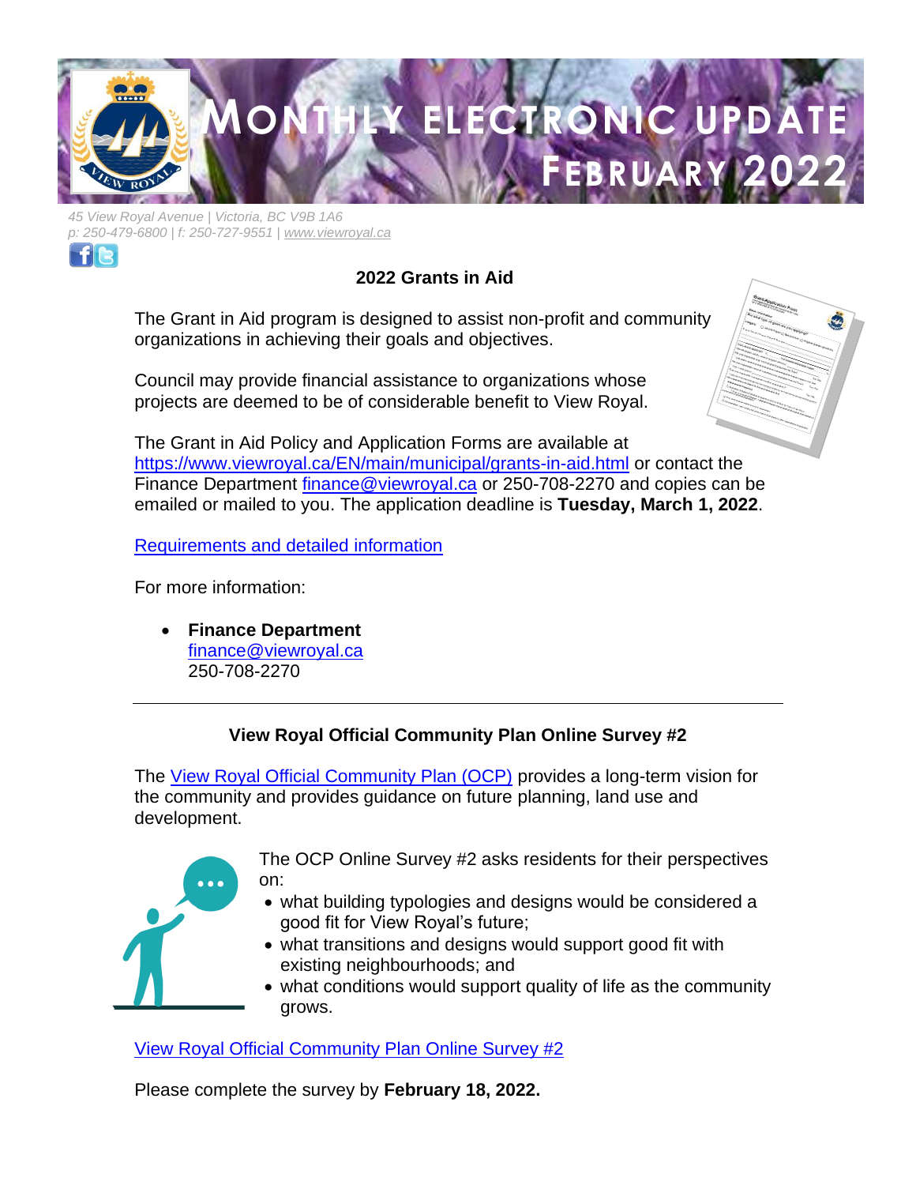# MONTHLY ELECTRONIC UPDATE FEBRUARY 2022

*45 View Royal Avenue | Victoria, BC V9B 1A6*
*p: 250-479-6800 | f: 250-727-9551 | www.viewroyal.ca*

## 2022 Grants in Aid

The Grant in Aid program is designed to assist non-profit and community organizations in achieving their goals and objectives.

Council may provide financial assistance to organizations whose projects are deemed to be of considerable benefit to View Royal.

The Grant in Aid Policy and Application Forms are available at https://www.viewroyal.ca/EN/main/municipal/grants-in-aid.html or contact the Finance Department finance@viewroyal.ca or 250-708-2270 and copies can be emailed or mailed to you. The application deadline is **Tuesday, March 1, 2022**.

Requirements and detailed information

For more information:

- **Finance Department**
  finance@viewroyal.ca
  250-708-2270

---

## View Royal Official Community Plan Online Survey #2

The View Royal Official Community Plan (OCP) provides a long-term vision for the community and provides guidance on future planning, land use and development.

The OCP Online Survey #2 asks residents for their perspectives on:

- what building typologies and designs would be considered a good fit for View Royal's future;
- what transitions and designs would support good fit with existing neighbourhoods; and
- what conditions would support quality of life as the community grows.

View Royal Official Community Plan Online Survey #2

Please complete the survey by **February 18, 2022.**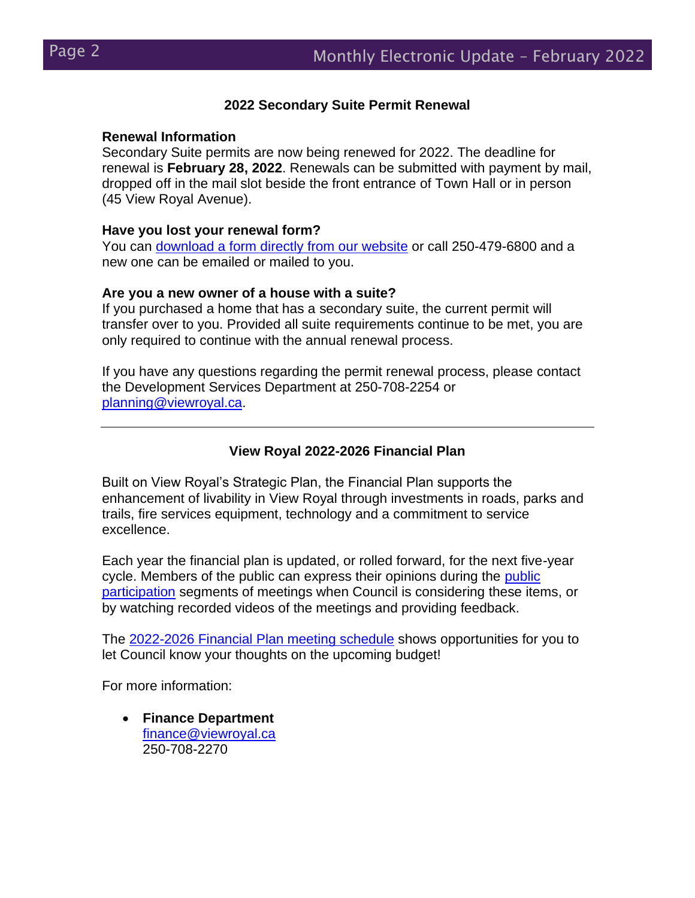## 2022 Secondary Suite Permit Renewal

### Renewal Information

Secondary Suite permits are now being renewed for 2022. The deadline for renewal is **February 28, 2022**. Renewals can be submitted with payment by mail, dropped off in the mail slot beside the front entrance of Town Hall or in person (45 View Royal Avenue).

### Have you lost your renewal form?

You can download a form directly from our website or call 250-479-6800 and a new one can be emailed or mailed to you.

### Are you a new owner of a house with a suite?

If you purchased a home that has a secondary suite, the current permit will transfer over to you. Provided all suite requirements continue to be met, you are only required to continue with the annual renewal process.

If you have any questions regarding the permit renewal process, please contact the Development Services Department at 250-708-2254 or planning@viewroyal.ca.

---

## View Royal 2022-2026 Financial Plan

Built on View Royal's Strategic Plan, the Financial Plan supports the enhancement of livability in View Royal through investments in roads, parks and trails, fire services equipment, technology and a commitment to service excellence.

Each year the financial plan is updated, or rolled forward, for the next five-year cycle. Members of the public can express their opinions during the public participation segments of meetings when Council is considering these items, or by watching recorded videos of the meetings and providing feedback.

The 2022-2026 Financial Plan meeting schedule shows opportunities for you to let Council know your thoughts on the upcoming budget!

For more information:

- **Finance Department**
  finance@viewroyal.ca
  250-708-2270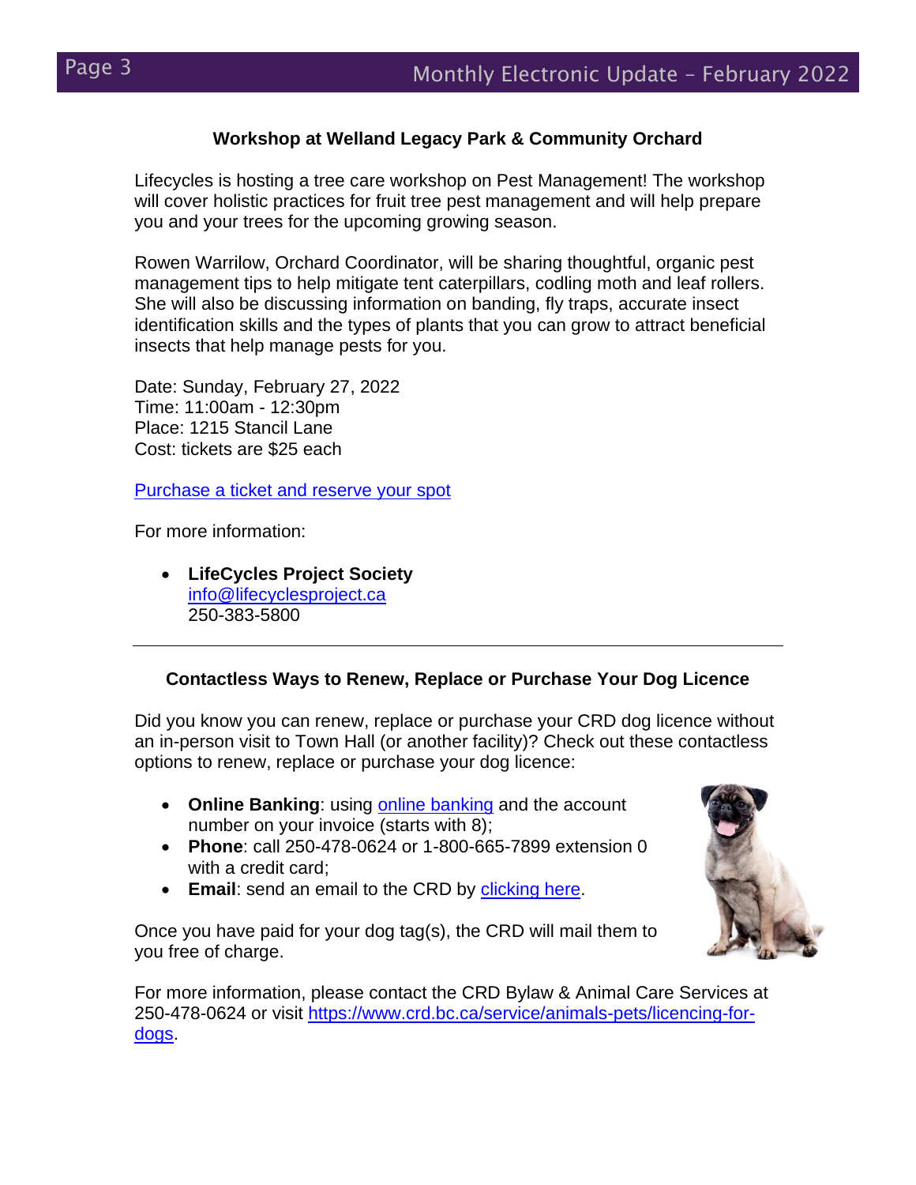### Workshop at Welland Legacy Park & Community Orchard

Lifecycles is hosting a tree care workshop on Pest Management! The workshop will cover holistic practices for fruit tree pest management and will help prepare you and your trees for the upcoming growing season.

Rowen Warrilow, Orchard Coordinator, will be sharing thoughtful, organic pest management tips to help mitigate tent caterpillars, codling moth and leaf rollers. She will also be discussing information on banding, fly traps, accurate insect identification skills and the types of plants that you can grow to attract beneficial insects that help manage pests for you.

Date: Sunday, February 27, 2022
Time: 11:00am - 12:30pm
Place: 1215 Stancil Lane
Cost: tickets are $25 each

Purchase a ticket and reserve your spot

For more information:

- **LifeCycles Project Society**
  info@lifecyclesproject.ca
  250-383-5800

---

### Contactless Ways to Renew, Replace or Purchase Your Dog Licence

Did you know you can renew, replace or purchase your CRD dog licence without an in-person visit to Town Hall (or another facility)? Check out these contactless options to renew, replace or purchase your dog licence:

- **Online Banking**: using online banking and the account number on your invoice (starts with 8);
- **Phone**: call 250-478-0624 or 1-800-665-7899 extension 0 with a credit card;
- **Email**: send an email to the CRD by clicking here.

Once you have paid for your dog tag(s), the CRD will mail them to you free of charge.

For more information, please contact the CRD Bylaw & Animal Care Services at 250-478-0624 or visit https://www.crd.bc.ca/service/animals-pets/licencing-for-dogs.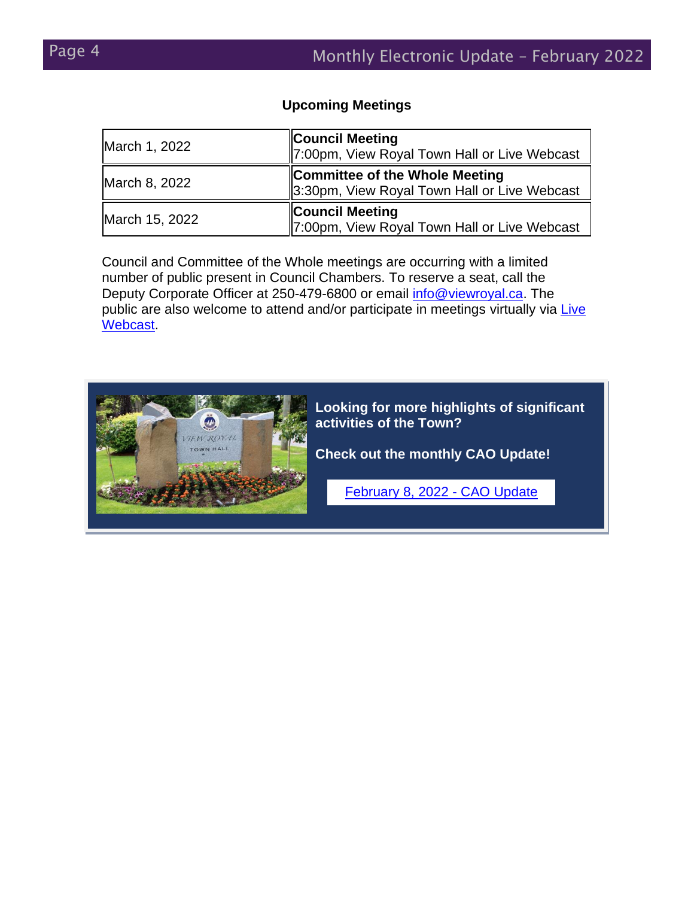## Upcoming Meetings

| | |
|---|---|
| March 1, 2022 | **Council Meeting**<br>7:00pm, View Royal Town Hall or Live Webcast |
| March 8, 2022 | **Committee of the Whole Meeting**<br>3:30pm, View Royal Town Hall or Live Webcast |
| March 15, 2022 | **Council Meeting**<br>7:00pm, View Royal Town Hall or Live Webcast |

Council and Committee of the Whole meetings are occurring with a limited number of public present in Council Chambers. To reserve a seat, call the Deputy Corporate Officer at 250-479-6800 or email info@viewroyal.ca. The public are also welcome to attend and/or participate in meetings virtually via Live Webcast.

**Looking for more highlights of significant activities of the Town?**

**Check out the monthly CAO Update!**

February 8, 2022 - CAO Update